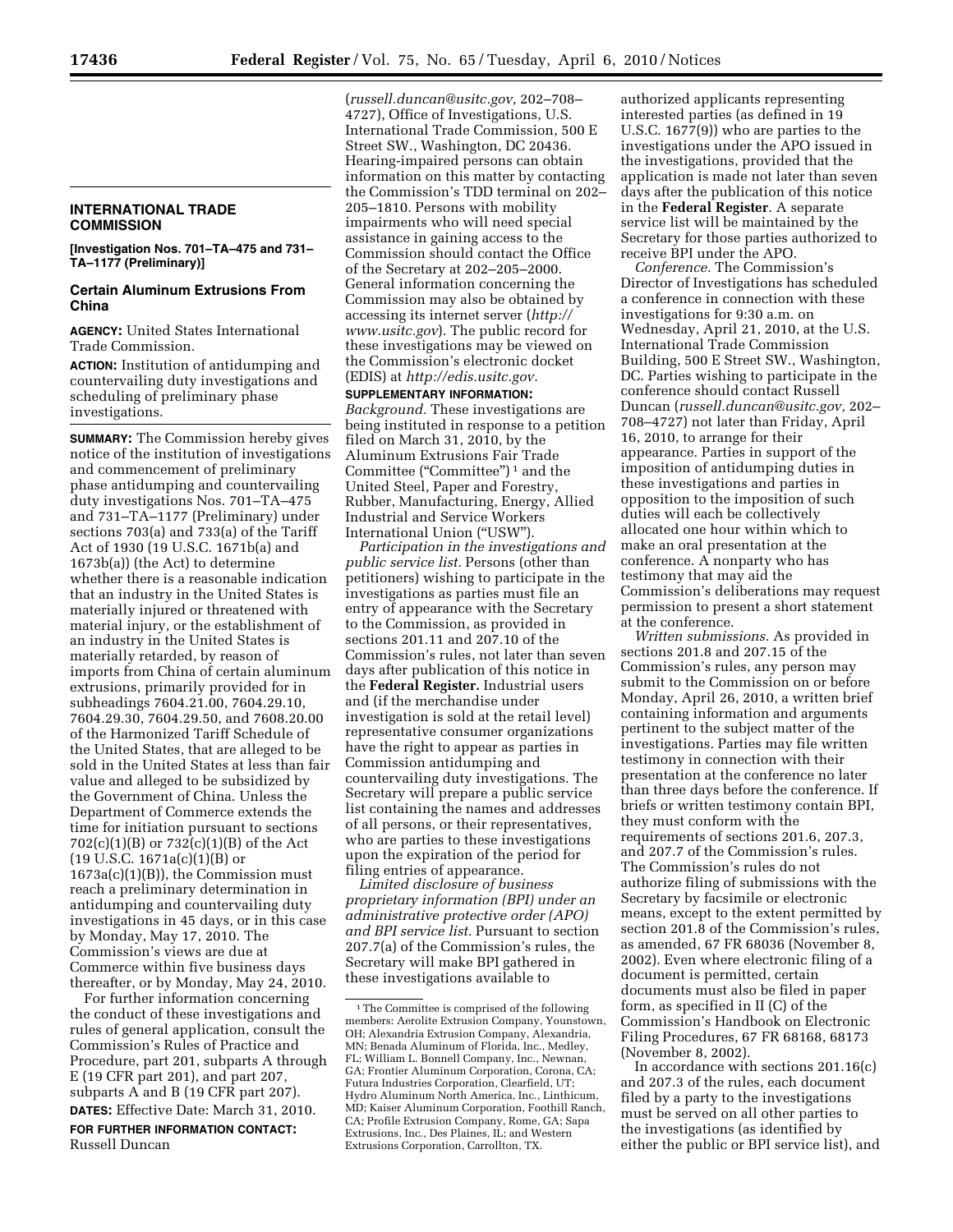## INTERNATIONAL TRADE COMMISSION

**[Investigation Nos. 701–TA–475 and 731–TA–1177 (Preliminary)]**

### Certain Aluminum Extrusions From China

**AGENCY:** United States International Trade Commission.

**ACTION:** Institution of antidumping and countervailing duty investigations and scheduling of preliminary phase investigations.

**SUMMARY:** The Commission hereby gives notice of the institution of investigations and commencement of preliminary phase antidumping and countervailing duty investigations Nos. 701–TA–475 and 731–TA–1177 (Preliminary) under sections 703(a) and 733(a) of the Tariff Act of 1930 (19 U.S.C. 1671b(a) and 1673b(a)) (the Act) to determine whether there is a reasonable indication that an industry in the United States is materially injured or threatened with material injury, or the establishment of an industry in the United States is materially retarded, by reason of imports from China of certain aluminum extrusions, primarily provided for in subheadings 7604.21.00, 7604.29.10, 7604.29.30, 7604.29.50, and 7608.20.00 of the Harmonized Tariff Schedule of the United States, that are alleged to be sold in the United States at less than fair value and alleged to be subsidized by the Government of China. Unless the Department of Commerce extends the time for initiation pursuant to sections 702(c)(1)(B) or 732(c)(1)(B) of the Act (19 U.S.C. 1671a(c)(1)(B) or 1673a(c)(1)(B)), the Commission must reach a preliminary determination in antidumping and countervailing duty investigations in 45 days, or in this case by Monday, May 17, 2010. The Commission's views are due at Commerce within five business days thereafter, or by Monday, May 24, 2010.

For further information concerning the conduct of these investigations and rules of general application, consult the Commission's Rules of Practice and Procedure, part 201, subparts A through E (19 CFR part 201), and part 207, subparts A and B (19 CFR part 207).

**DATES:** Effective Date: March 31, 2010.

**FOR FURTHER INFORMATION CONTACT:** Russell Duncan (*russell.duncan@usitc.gov,* 202–708–4727), Office of Investigations, U.S. International Trade Commission, 500 E Street SW., Washington, DC 20436. Hearing-impaired persons can obtain information on this matter by contacting the Commission's TDD terminal on 202–205–1810. Persons with mobility impairments who will need special assistance in gaining access to the Commission should contact the Office of the Secretary at 202–205–2000. General information concerning the Commission may also be obtained by accessing its internet server (*http://www.usitc.gov*). The public record for these investigations may be viewed on the Commission's electronic docket (EDIS) at *http://edis.usitc.gov.*

**SUPPLEMENTARY INFORMATION:**

*Background.* These investigations are being instituted in response to a petition filed on March 31, 2010, by the Aluminum Extrusions Fair Trade Committee ("Committee")[1] and the United Steel, Paper and Forestry, Rubber, Manufacturing, Energy, Allied Industrial and Service Workers International Union ("USW").

*Participation in the investigations and public service list.* Persons (other than petitioners) wishing to participate in the investigations as parties must file an entry of appearance with the Secretary to the Commission, as provided in sections 201.11 and 207.10 of the Commission's rules, not later than seven days after publication of this notice in the **Federal Register.** Industrial users and (if the merchandise under investigation is sold at the retail level) representative consumer organizations have the right to appear as parties in Commission antidumping and countervailing duty investigations. The Secretary will prepare a public service list containing the names and addresses of all persons, or their representatives, who are parties to these investigations upon the expiration of the period for filing entries of appearance.

*Limited disclosure of business proprietary information (BPI) under an administrative protective order (APO) and BPI service list.* Pursuant to section 207.7(a) of the Commission's rules, the Secretary will make BPI gathered in these investigations available to authorized applicants representing interested parties (as defined in 19 U.S.C. 1677(9)) who are parties to the investigations under the APO issued in the investigations, provided that the application is made not later than seven days after the publication of this notice in the **Federal Register**. A separate service list will be maintained by the Secretary for those parties authorized to receive BPI under the APO.

*Conference.* The Commission's Director of Investigations has scheduled a conference in connection with these investigations for 9:30 a.m. on Wednesday, April 21, 2010, at the U.S. International Trade Commission Building, 500 E Street SW., Washington, DC. Parties wishing to participate in the conference should contact Russell Duncan (*russell.duncan@usitc.gov,* 202–708–4727) not later than Friday, April 16, 2010, to arrange for their appearance. Parties in support of the imposition of antidumping duties in these investigations and parties in opposition to the imposition of such duties will each be collectively allocated one hour within which to make an oral presentation at the conference. A nonparty who has testimony that may aid the Commission's deliberations may request permission to present a short statement at the conference.

*Written submissions.* As provided in sections 201.8 and 207.15 of the Commission's rules, any person may submit to the Commission on or before Monday, April 26, 2010, a written brief containing information and arguments pertinent to the subject matter of the investigations. Parties may file written testimony in connection with their presentation at the conference no later than three days before the conference. If briefs or written testimony contain BPI, they must conform with the requirements of sections 201.6, 207.3, and 207.7 of the Commission's rules. The Commission's rules do not authorize filing of submissions with the Secretary by facsimile or electronic means, except to the extent permitted by section 201.8 of the Commission's rules, as amended, 67 FR 68036 (November 8, 2002). Even where electronic filing of a document is permitted, certain documents must also be filed in paper form, as specified in II (C) of the Commission's Handbook on Electronic Filing Procedures, 67 FR 68168, 68173 (November 8, 2002).

In accordance with sections 201.16(c) and 207.3 of the rules, each document filed by a party to the investigations must be served on all other parties to the investigations (as identified by either the public or BPI service list), and

---

[1] The Committee is comprised of the following members: Aerolite Extrusion Company, Younstown, OH; Alexandria Extrusion Company, Alexandria, MN; Benada Aluminum of Florida, Inc., Medley, FL; William L. Bonnell Company, Inc., Newnan, GA; Frontier Aluminum Corporation, Corona, CA; Futura Industries Corporation, Clearfield, UT; Hydro Aluminum North America, Inc., Linthicum, MD; Kaiser Aluminum Corporation, Foothill Ranch, CA; Profile Extrusion Company, Rome, GA; Sapa Extrusions, Inc., Des Plaines, IL; and Western Extrusions Corporation, Carrollton, TX.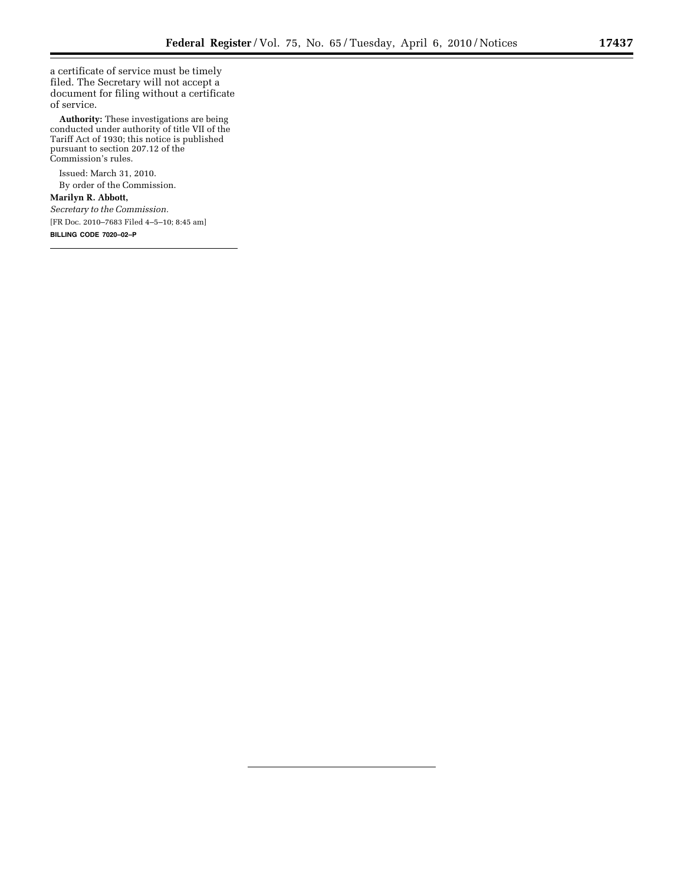a certificate of service must be timely filed. The Secretary will not accept a document for filing without a certificate of service.

**Authority:** These investigations are being conducted under authority of title VII of the Tariff Act of 1930; this notice is published pursuant to section 207.12 of the Commission's rules.

Issued: March 31, 2010.

By order of the Commission.

**Marilyn R. Abbott,**

*Secretary to the Commission.*

[FR Doc. 2010–7683 Filed 4–5–10; 8:45 am]

**BILLING CODE 7020–02–P**